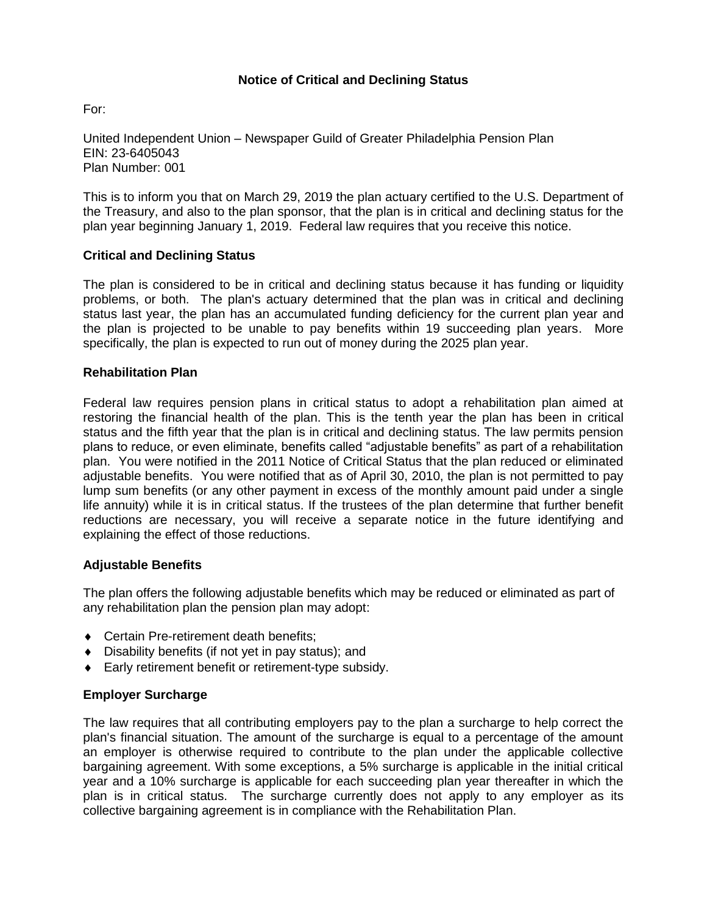# Notice of Critical and Declining Status

For:

United Independent Union – Newspaper Guild of Greater Philadelphia Pension Plan
EIN: 23-6405043
Plan Number: 001

This is to inform you that on March 29, 2019 the plan actuary certified to the U.S. Department of the Treasury, and also to the plan sponsor, that the plan is in critical and declining status for the plan year beginning January 1, 2019. Federal law requires that you receive this notice.

## Critical and Declining Status

The plan is considered to be in critical and declining status because it has funding or liquidity problems, or both. The plan's actuary determined that the plan was in critical and declining status last year, the plan has an accumulated funding deficiency for the current plan year and the plan is projected to be unable to pay benefits within 19 succeeding plan years. More specifically, the plan is expected to run out of money during the 2025 plan year.

## Rehabilitation Plan

Federal law requires pension plans in critical status to adopt a rehabilitation plan aimed at restoring the financial health of the plan. This is the tenth year the plan has been in critical status and the fifth year that the plan is in critical and declining status. The law permits pension plans to reduce, or even eliminate, benefits called "adjustable benefits" as part of a rehabilitation plan. You were notified in the 2011 Notice of Critical Status that the plan reduced or eliminated adjustable benefits. You were notified that as of April 30, 2010, the plan is not permitted to pay lump sum benefits (or any other payment in excess of the monthly amount paid under a single life annuity) while it is in critical status. If the trustees of the plan determine that further benefit reductions are necessary, you will receive a separate notice in the future identifying and explaining the effect of those reductions.

## Adjustable Benefits

The plan offers the following adjustable benefits which may be reduced or eliminated as part of any rehabilitation plan the pension plan may adopt:

- Certain Pre-retirement death benefits;
- Disability benefits (if not yet in pay status); and
- Early retirement benefit or retirement-type subsidy.

## Employer Surcharge

The law requires that all contributing employers pay to the plan a surcharge to help correct the plan's financial situation. The amount of the surcharge is equal to a percentage of the amount an employer is otherwise required to contribute to the plan under the applicable collective bargaining agreement. With some exceptions, a 5% surcharge is applicable in the initial critical year and a 10% surcharge is applicable for each succeeding plan year thereafter in which the plan is in critical status. The surcharge currently does not apply to any employer as its collective bargaining agreement is in compliance with the Rehabilitation Plan.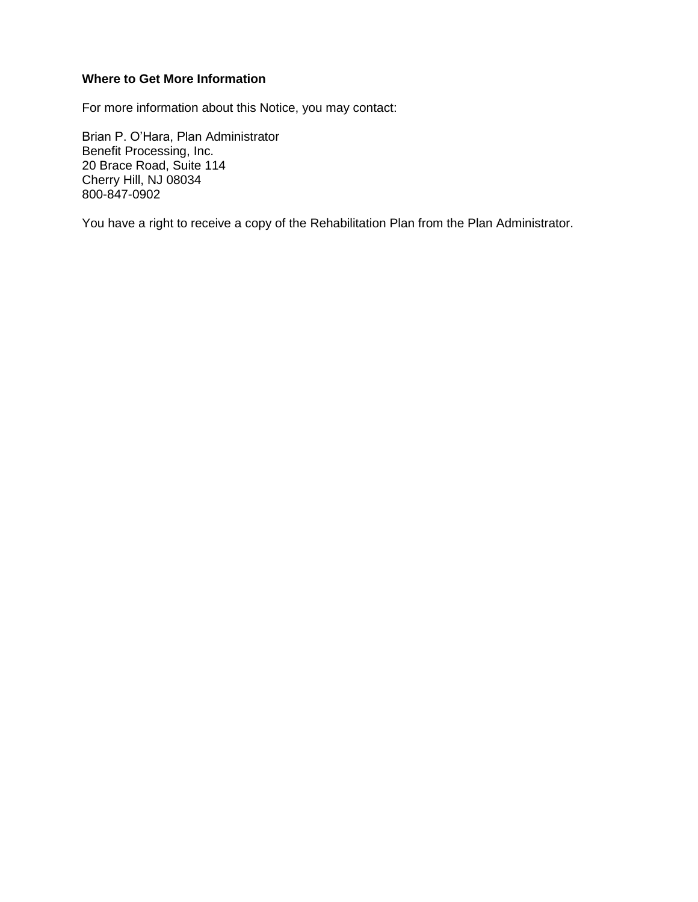**Where to Get More Information**

For more information about this Notice, you may contact:

Brian P. O'Hara, Plan Administrator
Benefit Processing, Inc.
20 Brace Road, Suite 114
Cherry Hill, NJ 08034
800-847-0902

You have a right to receive a copy of the Rehabilitation Plan from the Plan Administrator.